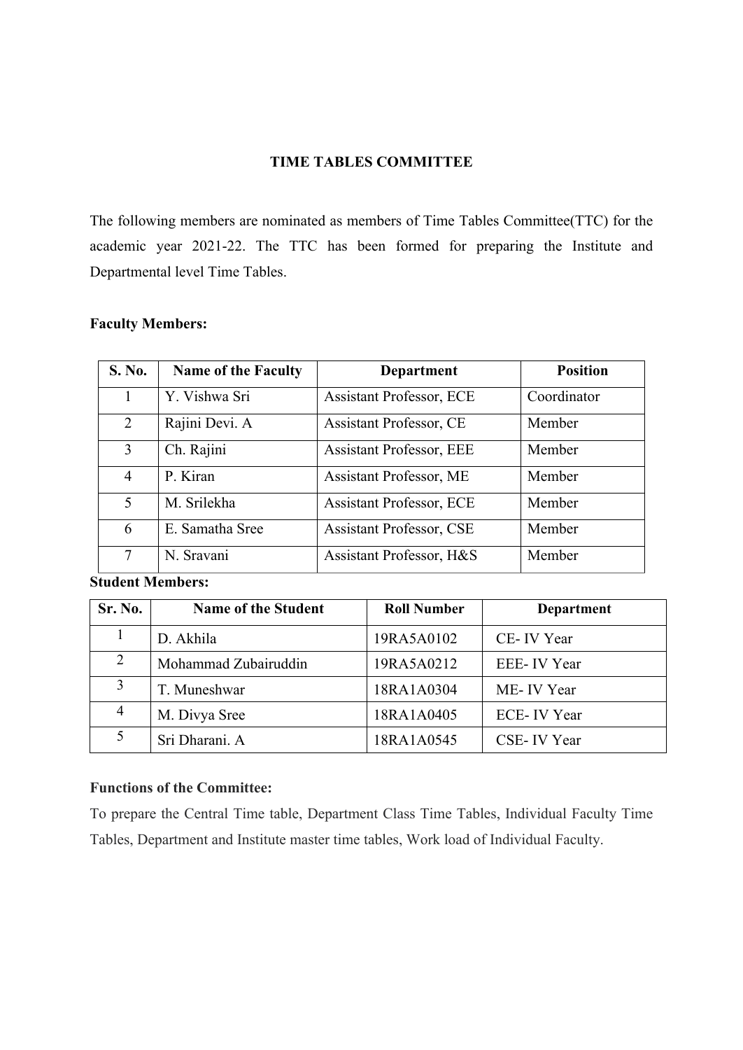## TIME TABLES COMMITTEE

The following members are nominated as members of Time Tables Committee(TTC) for the academic year 2021-22. The TTC has been formed for preparing the Institute and Departmental level Time Tables.

**Faculty Members:**

| S. No. | Name of the Faculty | Department | Position |
|---|---|---|---|
| 1 | Y. Vishwa Sri | Assistant Professor, ECE | Coordinator |
| 2 | Rajini Devi. A | Assistant Professor, CE | Member |
| 3 | Ch. Rajini | Assistant Professor, EEE | Member |
| 4 | P. Kiran | Assistant Professor, ME | Member |
| 5 | M. Srilekha | Assistant Professor, ECE | Member |
| 6 | E. Samatha Sree | Assistant Professor, CSE | Member |
| 7 | N. Sravani | Assistant Professor, H&S | Member |

**Student Members:**

| Sr. No. | Name of the Student | Roll Number | Department |
|---|---|---|---|
| 1 | D. Akhila | 19RA5A0102 | CE- IV Year |
| 2 | Mohammad Zubairuddin | 19RA5A0212 | EEE- IV Year |
| 3 | T. Muneshwar | 18RA1A0304 | ME- IV Year |
| 4 | M. Divya Sree | 18RA1A0405 | ECE- IV Year |
| 5 | Sri Dharani. A | 18RA1A0545 | CSE- IV Year |

**Functions of the Committee:**

To prepare the Central Time table, Department Class Time Tables, Individual Faculty Time Tables, Department and Institute master time tables, Work load of Individual Faculty.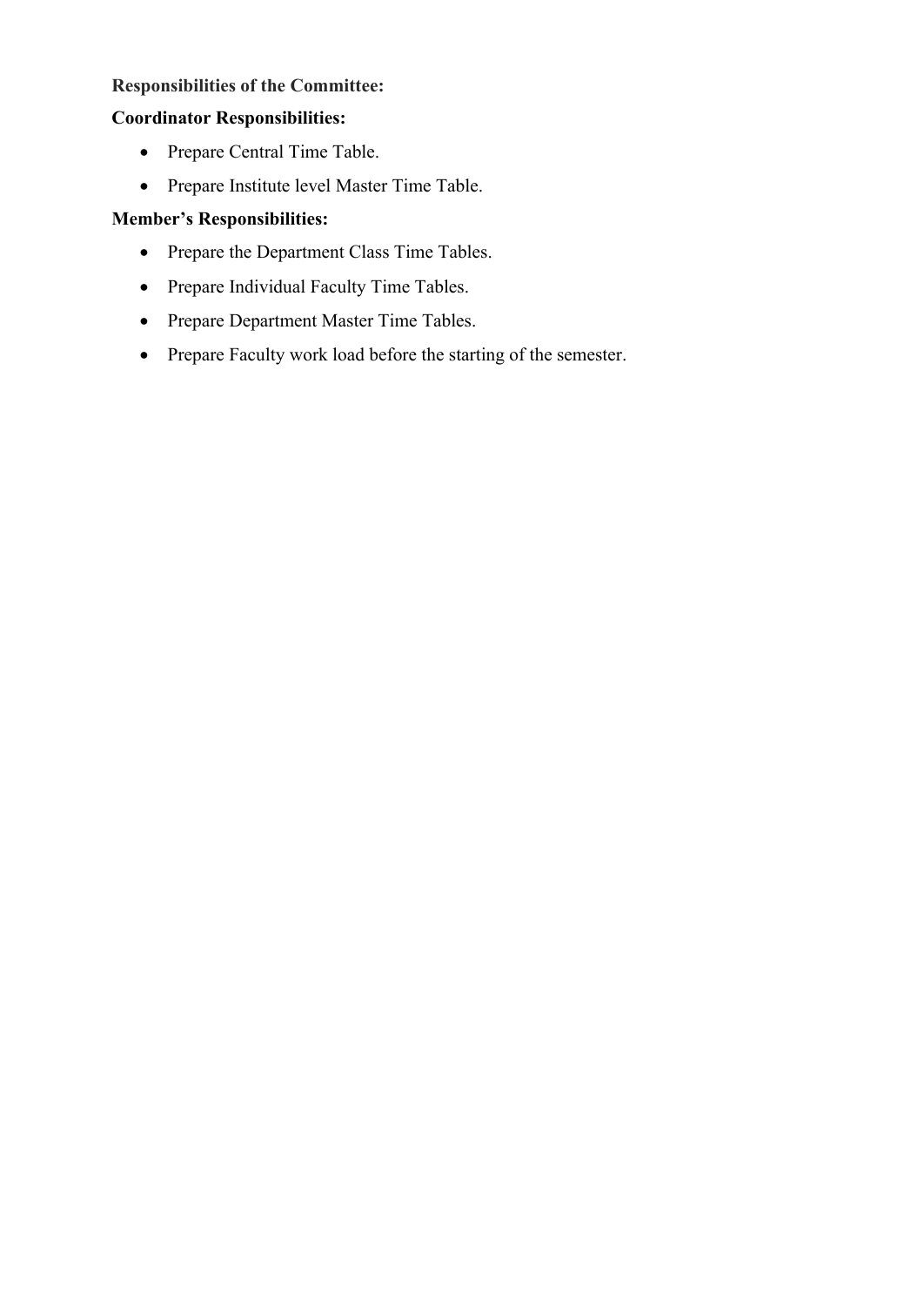**Responsibilities of the Committee:**

**Coordinator Responsibilities:**

- Prepare Central Time Table.
- Prepare Institute level Master Time Table.

**Member's Responsibilities:**

- Prepare the Department Class Time Tables.
- Prepare Individual Faculty Time Tables.
- Prepare Department Master Time Tables.
- Prepare Faculty work load before the starting of the semester.